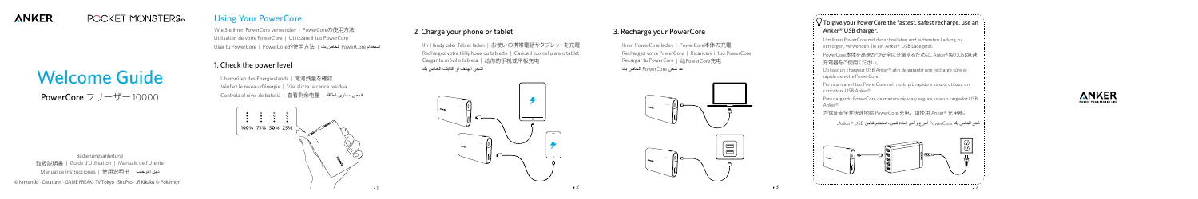ANKER. POCKET MONSTERS

# Welcome Guide

PowerCore フリーザー10000

Bedienungsanleitung
取扱説明書 | Guide d'Utilisation | Manuale dell'Utente
Manual de Instrucciones | 使用说明书 | دليل الترحيب

© Nintendo · Creatures · GAME FREAK · TV Tokyo · ShoPro · JR Kikaku © Pokémon

## Using Your PowerCore

Wie Sie Ihren PowerCore verwenden | PowerCoreの使用方法
Utilisation de votre PowerCore | Utilizzare il tuo PowerCore
Usar tu PowerCore | PowerCore的使用方法 | استخدام PowerCore الخاص بك

### 1. Check the power level

Überprüfen des Energiestands | 電池残量を確認
Vérifiez le niveau d'énergie | Visualizza la carica residua
Controla el nivel de batería | 查看剩余电量 | افحص مستوى الطاقة

100% 75% 50% 25%

### 2. Charge your phone or tablet

Ihr Handy oder Tablet laden | お使いの携帯電話やタブレットを充電
Rechargez votre téléphone ou tablette | Carica il tuo cellulare o tablet
Cargar tu móvil o tableta | 给你的手机或平板充电
اشحن الهاتف أو التابلت الخاص بك

### 3. Recharge your PowerCore

Ihren PowerCore laden | PowerCore本体の充電
Rechargez votre PowerCore | Ricaricare il tuo PowerCore
Recargar tu PowerCore | 给PowerCore充电
أعد شحن PowerCore الخاص بك

**To give your PowerCore the fastest, safest recharge, use an Anker® USB charger.**

Um Ihren PowerCore mit der schnellsten und sichersten Ladung zu versorgen, verwenden Sie ein Anker® USB Ladegerät.

PowerCore本体を高速かつ安全に充電するために、Anker®製のUSB急速充電器をご使用ください。

Utilisez un chargeur USB Anker® afin de garantir une recharge sûre et rapide de votre PowerCore.

Per ricaricare il tuo PowerCore nel modo più rapido e sicuro, utilizza un caricatore USB Anker®.

Para cargar tu PowerCore de manera rápida y segura, usa un cargador USB Anker®.

为保证安全并快速地给 PowerCore 充电，请使用 Anker® 充电器。

لمنح الشاحن بك PowerCore أسرع وأمن إعادة شحن، استخدم شاحن Anker® USB.

ANKER POWER YOUR MOBILE LIFE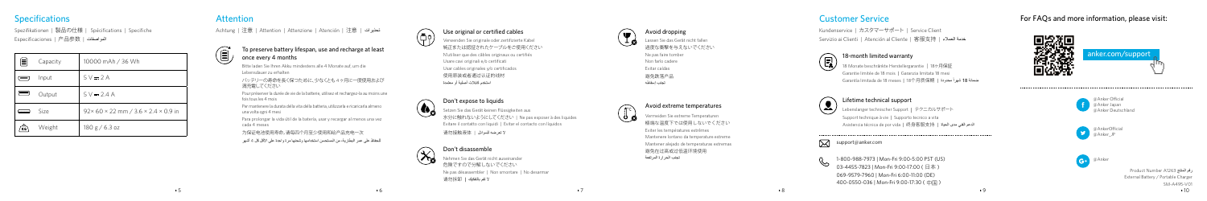# Specifications

Spezifikationen | 製品の仕様 | Spécifications | Specifiche
Especificaciones | 产品参数 | المواصفات

| | | |
|---|---|---|
| | Capacity | 10000 mAh / 36 Wh |
| | Input | 5 V ⎓ 2 A |
| | Output | 5 V ⎓ 2.4 A |
| | Size | 92× 60 × 22 mm / 3.6 × 2.4 × 0.9 in |
| | Weight | 180 g / 6.3 oz |

# Attention

Achtung | 注意 | Attention | Attenzione | Atención | 注意 | تحذيرات

## To preserve battery lifespan, use and recharge at least once every 4 months

Bitte laden Sie Ihren Akku mindestens alle 4 Monate auf, um die Lebensdauer zu erhalten

バッテリーの寿命を長く保つために、少なくとも 4 ヶ月に一度使用および再充電してください

Pour préserver la durée de vie de la batterie, utilisez et rechargez-la au moins une fois tous les 4 mois

Per mantenere la durata della vita della batteria, utilizzarla e ricaricarla almeno una volta ogni 4 mesi

Para prolongar la vida útil de la batería, use y recargar al menos una vez cada 4 meses

为保证电池使用寿命，请每四个月至少使用和给产品充电一次

للحفاظ على عمر البطارية، من المستحسن استخدامها وشحنها مرة واحدة على الأقل كل 4 أشهر

## Use original or certified cables

Verwenden Sie originale oder zertifizierte Kabel
純正または認定されたケーブルをご使用ください
N'utilisez que des câbles originaux ou certifiés
Usare cavi originali e/o certificati
Usar cables originales y/o certificados
使用原装或者通过认证的线材
استخدم كابلات أصلية أو معتمدة

## Don't expose to liquids

Setzen Sie das Gerät keinen Flüssigkeiten aus
水分に触れないようにしてください | Ne pas exposer à des liquides
Evitare il contatto con liquidi | Evitar el contacto con líquidos
请勿接触液体 | لا تعرضه للسوائل

## Don't disassemble

Nehmen Sie das Gerät nicht auseinander
危険ですので分解しないでください
Ne pas désassembler | Non smontare | No desarmar
请勿拆卸 | لا تقم بتفكيكه

## Avoid dropping

Lassen Sie das Gerät nicht fallen
過度な衝撃を与えないでください
Ne pas faire tomber
Non farlo cadere
Evitar caídas
避免跌落产品
تجنب إسقاطه

## Avoid extreme temperatures

Vermeiden Sie extreme Temperaturen
極端な温度下では使用しないでください
Éviter les températures extrêmes
Mantenere lontano da temperature estreme
Mantener alejado de temperaturas extremas
避免在过高或过低温环境使用
تجنب الحرارة المرتفعة

# Customer Service

Kundenservice | カスタマーサポート | Service Client
Servizio ai Clienti | Atención al Cliente | 客服支持 | خدمة العملاء

## 18-month limited warranty

18 Monate beschränkte Herstellergarantie | 18ヶ月保証
Garantie limitée de 18 mois | Garanzia limitata 18 mesi
Garantía limitada de 18 meses | 18个月质保期 | ضمانة 18 شهراً محدودة

## Lifetime technical support

Lebenslanger technischer Support | テクニカルサポート
Support technique à vie | Supporto tecnico a vita
Asistencia técnica de por vida | 终身客服支持 | الدعم الفني مدى الحياة

support@anker.com

1-800-988-7973 | Mon-Fri 9:00-5:00 PST (US)
03-4455-7823 | Mon-Fri 9:00-17:00 ( 日本 )
069-9579-7960 | Mon-Fri 6:00-11:00 (DE)
400-0550-036 | Mon-Fri 9:00-17:30 ( 中国 )

# For FAQs and more information, please visit:

anker.com/support

@Anker Official
@Anker Japan
@Anker Deutschland

@AnkerOfficial
@Anker_JP

@Anker

رقم المنتج Product Number A1263
External Battery / Portable Charger
SM-A495-V01